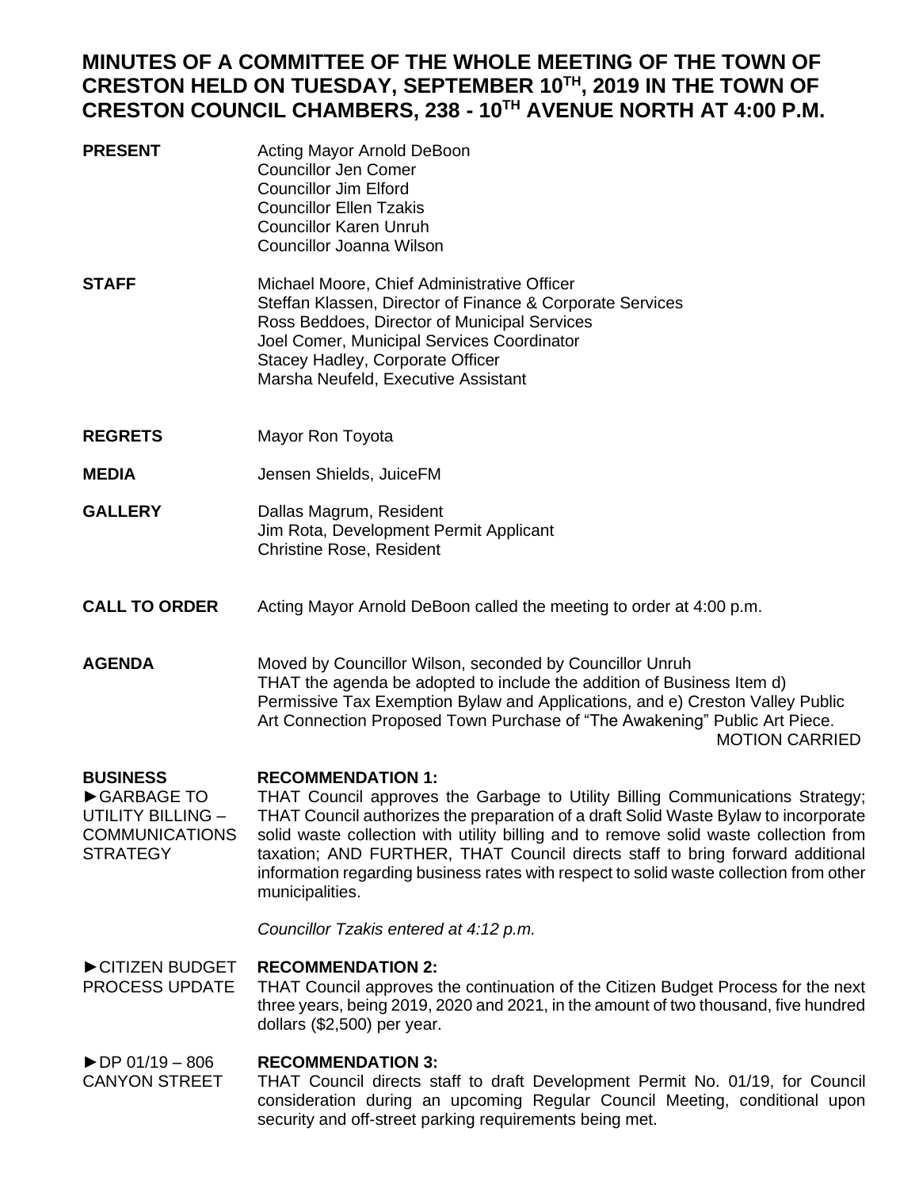# MINUTES OF A COMMITTEE OF THE WHOLE MEETING OF THE TOWN OF CRESTON HELD ON TUESDAY, SEPTEMBER 10TH, 2019 IN THE TOWN OF CRESTON COUNCIL CHAMBERS, 238 - 10TH AVENUE NORTH AT 4:00 P.M.

**PRESENT**

Acting Mayor Arnold DeBoon
Councillor Jen Comer
Councillor Jim Elford
Councillor Ellen Tzakis
Councillor Karen Unruh
Councillor Joanna Wilson

**STAFF**

Michael Moore, Chief Administrative Officer
Steffan Klassen, Director of Finance & Corporate Services
Ross Beddoes, Director of Municipal Services
Joel Comer, Municipal Services Coordinator
Stacey Hadley, Corporate Officer
Marsha Neufeld, Executive Assistant

**REGRETS**

Mayor Ron Toyota

**MEDIA**

Jensen Shields, JuiceFM

**GALLERY**

Dallas Magrum, Resident
Jim Rota, Development Permit Applicant
Christine Rose, Resident

**CALL TO ORDER**

Acting Mayor Arnold DeBoon called the meeting to order at 4:00 p.m.

**AGENDA**

Moved by Councillor Wilson, seconded by Councillor Unruh
THAT the agenda be adopted to include the addition of Business Item d) Permissive Tax Exemption Bylaw and Applications, and e) Creston Valley Public Art Connection Proposed Town Purchase of "The Awakening" Public Art Piece.

MOTION CARRIED

**BUSINESS**

►GARBAGE TO UTILITY BILLING – COMMUNICATIONS STRATEGY

**RECOMMENDATION 1:**
THAT Council approves the Garbage to Utility Billing Communications Strategy; THAT Council authorizes the preparation of a draft Solid Waste Bylaw to incorporate solid waste collection with utility billing and to remove solid waste collection from taxation; AND FURTHER, THAT Council directs staff to bring forward additional information regarding business rates with respect to solid waste collection from other municipalities.

*Councillor Tzakis entered at 4:12 p.m.*

►CITIZEN BUDGET PROCESS UPDATE

**RECOMMENDATION 2:**
THAT Council approves the continuation of the Citizen Budget Process for the next three years, being 2019, 2020 and 2021, in the amount of two thousand, five hundred dollars ($2,500) per year.

►DP 01/19 – 806 CANYON STREET

**RECOMMENDATION 3:**
THAT Council directs staff to draft Development Permit No. 01/19, for Council consideration during an upcoming Regular Council Meeting, conditional upon security and off-street parking requirements being met.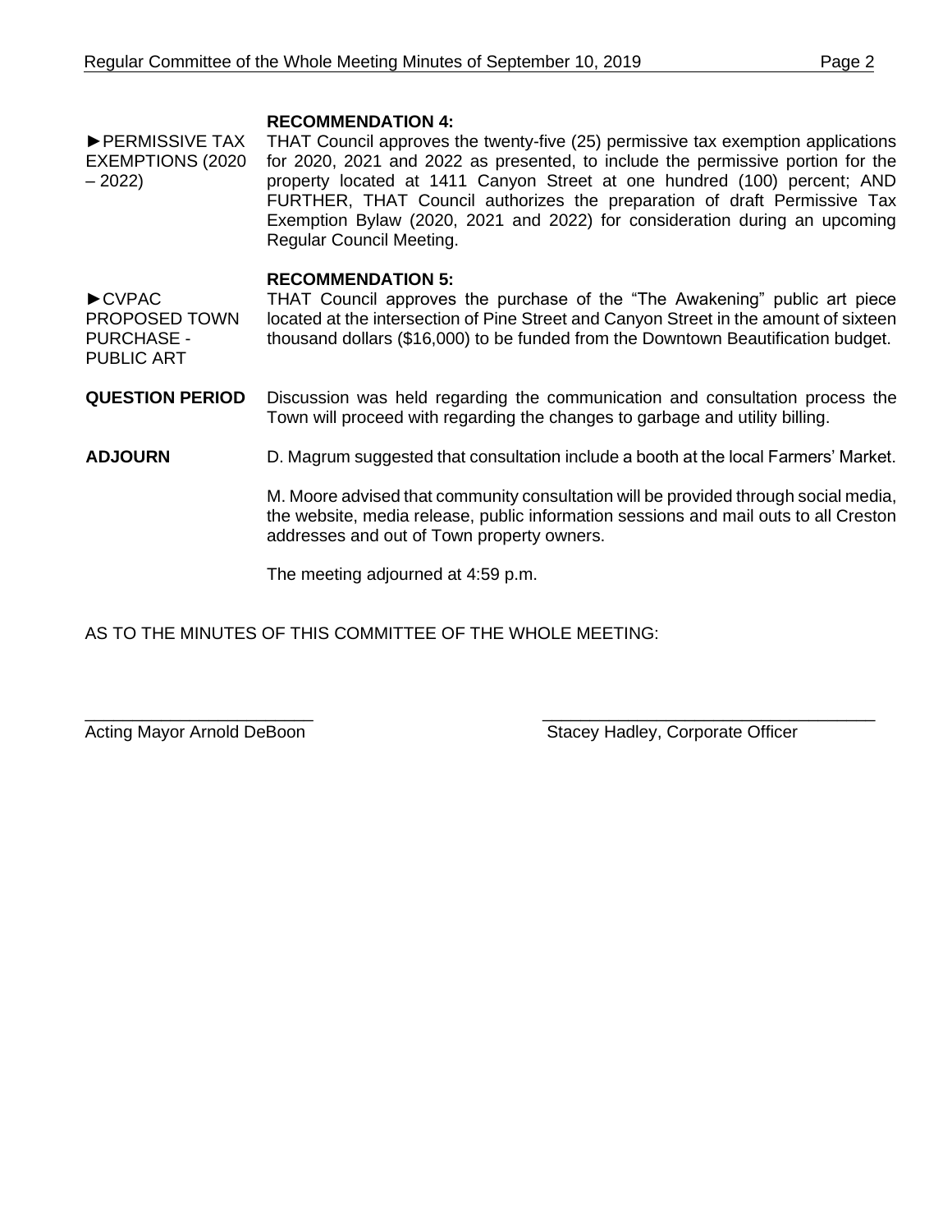**RECOMMENDATION 4:**

►PERMISSIVE TAX EXEMPTIONS (2020 – 2022)

THAT Council approves the twenty-five (25) permissive tax exemption applications for 2020, 2021 and 2022 as presented, to include the permissive portion for the property located at 1411 Canyon Street at one hundred (100) percent; AND FURTHER, THAT Council authorizes the preparation of draft Permissive Tax Exemption Bylaw (2020, 2021 and 2022) for consideration during an upcoming Regular Council Meeting.

**RECOMMENDATION 5:**

►CVPAC PROPOSED TOWN PURCHASE - PUBLIC ART

THAT Council approves the purchase of the "The Awakening" public art piece located at the intersection of Pine Street and Canyon Street in the amount of sixteen thousand dollars ($16,000) to be funded from the Downtown Beautification budget.

**QUESTION PERIOD**

Discussion was held regarding the communication and consultation process the Town will proceed with regarding the changes to garbage and utility billing.

D. Magrum suggested that consultation include a booth at the local Farmers' Market.

M. Moore advised that community consultation will be provided through social media, the website, media release, public information sessions and mail outs to all Creston addresses and out of Town property owners.

**ADJOURN**

The meeting adjourned at 4:59 p.m.

AS TO THE MINUTES OF THIS COMMITTEE OF THE WHOLE MEETING:

\_\_\_\_\_\_\_\_\_\_\_\_\_\_\_\_\_\_\_\_\_\_\_\_\_\_
Acting Mayor Arnold DeBoon

\_\_\_\_\_\_\_\_\_\_\_\_\_\_\_\_\_\_\_\_\_\_\_\_\_\_
Stacey Hadley, Corporate Officer